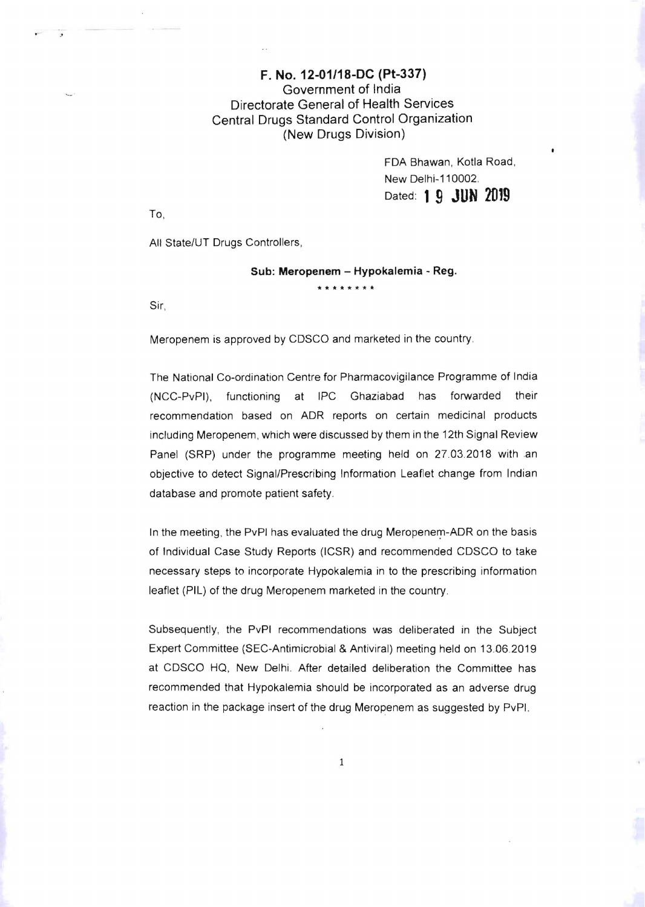**F. No. 12-01/18-DC (Pt-337)**
Government of India
Directorate General of Health Services
Central Drugs Standard Control Organization
(New Drugs Division)

FDA Bhawan, Kotla Road,
New Delhi-110002.
Dated: **19 JUN 2019**

To,

All State/UT Drugs Controllers,

**Sub: Meropenem – Hypokalemia - Reg.**

\*\*\*\*\*\*\*\*

Sir,

Meropenem is approved by CDSCO and marketed in the country.

The National Co-ordination Centre for Pharmacovigilance Programme of India (NCC-PvPI), functioning at IPC Ghaziabad has forwarded their recommendation based on ADR reports on certain medicinal products including Meropenem, which were discussed by them in the 12th Signal Review Panel (SRP) under the programme meeting held on 27.03.2018 with an objective to detect Signal/Prescribing Information Leaflet change from Indian database and promote patient safety.

In the meeting, the PvPI has evaluated the drug Meropenem-ADR on the basis of Individual Case Study Reports (ICSR) and recommended CDSCO to take necessary steps to incorporate Hypokalemia in to the prescribing information leaflet (PIL) of the drug Meropenem marketed in the country.

Subsequently, the PvPI recommendations was deliberated in the Subject Expert Committee (SEC-Antimicrobial & Antiviral) meeting held on 13.06.2019 at CDSCO HQ, New Delhi. After detailed deliberation the Committee has recommended that Hypokalemia should be incorporated as an adverse drug reaction in the package insert of the drug Meropenem as suggested by PvPI.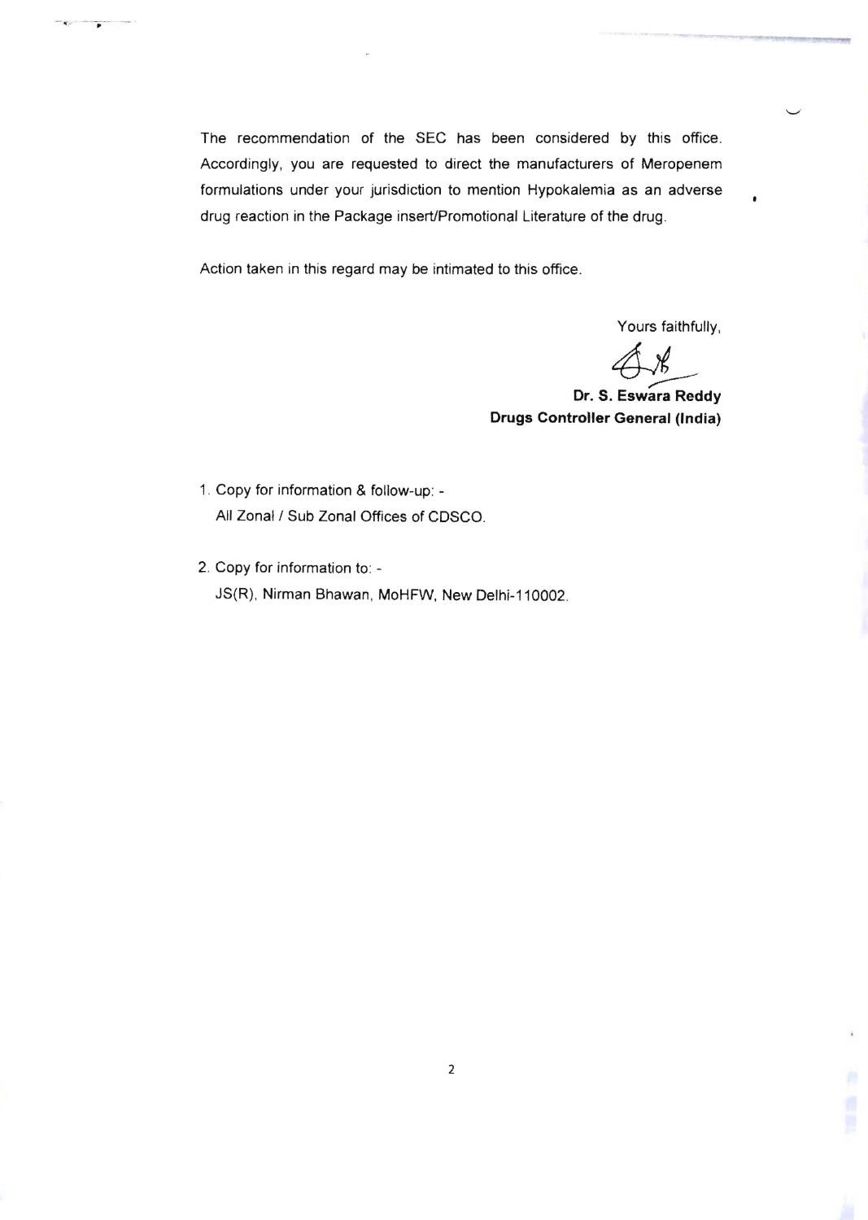The recommendation of the SEC has been considered by this office. Accordingly, you are requested to direct the manufacturers of Meropenem formulations under your jurisdiction to mention Hypokalemia as an adverse drug reaction in the Package insert/Promotional Literature of the drug.

Action taken in this regard may be intimated to this office.

Yours faithfully,

**Dr. S. Eswara Reddy**
**Drugs Controller General (India)**

1. Copy for information & follow-up: -
   All Zonal / Sub Zonal Offices of CDSCO.

2. Copy for information to: -
   JS(R), Nirman Bhawan, MoHFW, New Delhi-110002.